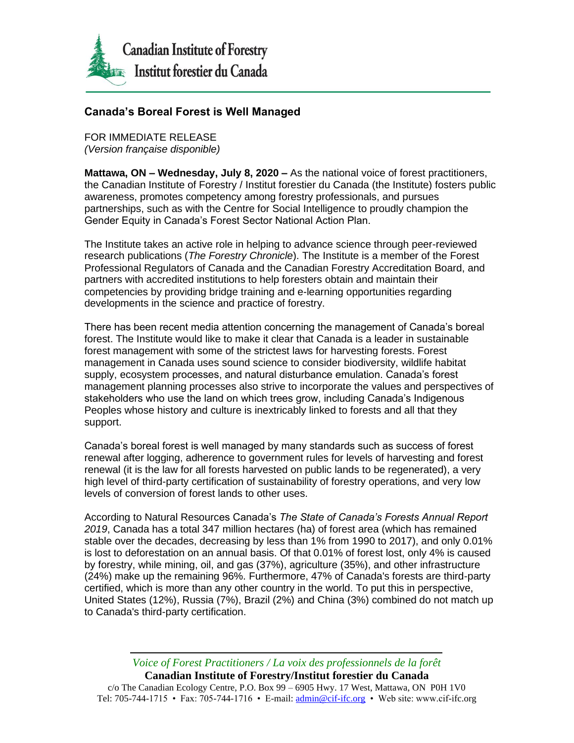Canadian Institute of Forestry
Institut forestier du Canada

# Canada's Boreal Forest is Well Managed

FOR IMMEDIATE RELEASE
*(Version française disponible)*

**Mattawa, ON – Wednesday, July 8, 2020 –** As the national voice of forest practitioners, the Canadian Institute of Forestry / Institut forestier du Canada (the Institute) fosters public awareness, promotes competency among forestry professionals, and pursues partnerships, such as with the Centre for Social Intelligence to proudly champion the Gender Equity in Canada's Forest Sector National Action Plan.

The Institute takes an active role in helping to advance science through peer-reviewed research publications (*The Forestry Chronicle*). The Institute is a member of the Forest Professional Regulators of Canada and the Canadian Forestry Accreditation Board, and partners with accredited institutions to help foresters obtain and maintain their competencies by providing bridge training and e-learning opportunities regarding developments in the science and practice of forestry.

There has been recent media attention concerning the management of Canada's boreal forest. The Institute would like to make it clear that Canada is a leader in sustainable forest management with some of the strictest laws for harvesting forests. Forest management in Canada uses sound science to consider biodiversity, wildlife habitat supply, ecosystem processes, and natural disturbance emulation. Canada's forest management planning processes also strive to incorporate the values and perspectives of stakeholders who use the land on which trees grow, including Canada's Indigenous Peoples whose history and culture is inextricably linked to forests and all that they support.

Canada's boreal forest is well managed by many standards such as success of forest renewal after logging, adherence to government rules for levels of harvesting and forest renewal (it is the law for all forests harvested on public lands to be regenerated), a very high level of third-party certification of sustainability of forestry operations, and very low levels of conversion of forest lands to other uses.

According to Natural Resources Canada's *The State of Canada's Forests Annual Report 2019*, Canada has a total 347 million hectares (ha) of forest area (which has remained stable over the decades, decreasing by less than 1% from 1990 to 2017), and only 0.01% is lost to deforestation on an annual basis. Of that 0.01% of forest lost, only 4% is caused by forestry, while mining, oil, and gas (37%), agriculture (35%), and other infrastructure (24%) make up the remaining 96%. Furthermore, 47% of Canada's forests are third-party certified, which is more than any other country in the world. To put this in perspective, United States (12%), Russia (7%), Brazil (2%) and China (3%) combined do not match up to Canada's third-party certification.

*Voice of Forest Practitioners / La voix des professionnels de la forêt*
**Canadian Institute of Forestry/Institut forestier du Canada**
c/o The Canadian Ecology Centre, P.O. Box 99 – 6905 Hwy. 17 West, Mattawa, ON P0H 1V0
Tel: 705-744-1715 • Fax: 705-744-1716 • E-mail: admin@cif-ifc.org • Web site: www.cif-ifc.org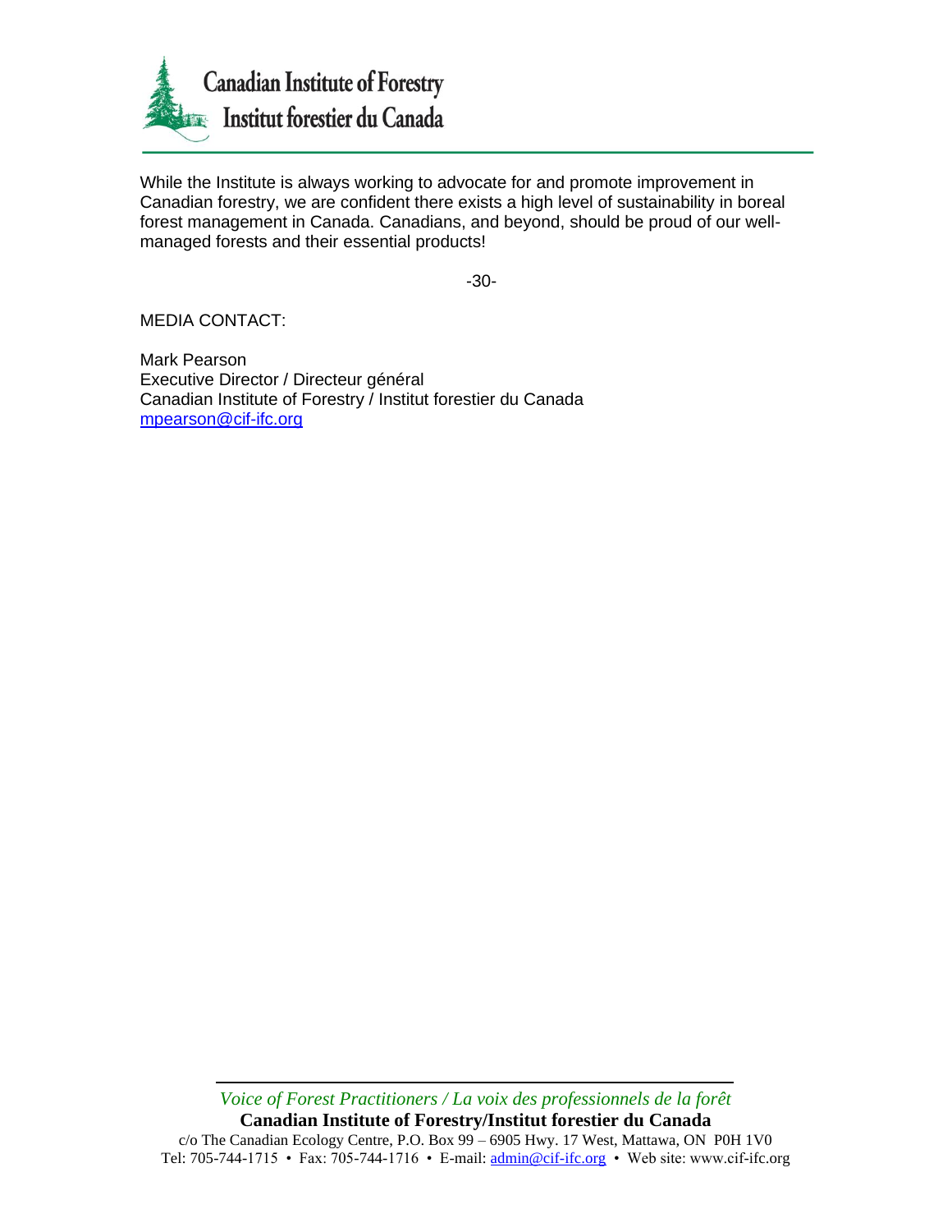While the Institute is always working to advocate for and promote improvement in Canadian forestry, we are confident there exists a high level of sustainability in boreal forest management in Canada. Canadians, and beyond, should be proud of our well-managed forests and their essential products!

-30-

MEDIA CONTACT:

Mark Pearson
Executive Director / Directeur général
Canadian Institute of Forestry / Institut forestier du Canada
mpearson@cif-ifc.org